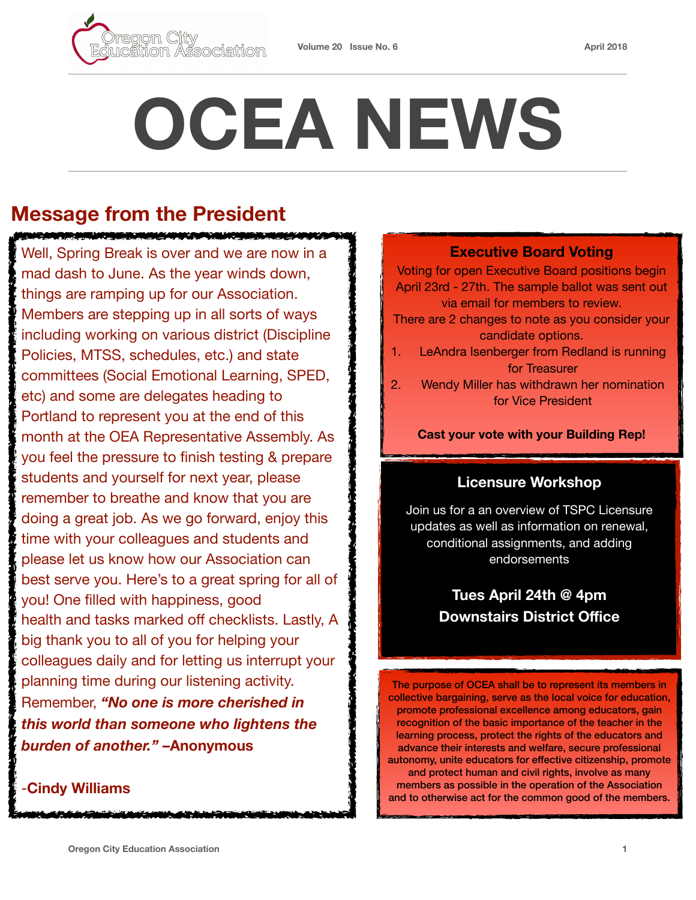# OCEA NEWS

## Message from the President

Well, Spring Break is over and we are now in a mad dash to June. As the year winds down, things are ramping up for our Association. Members are stepping up in all sorts of ways including working on various district (Discipline Policies, MTSS, schedules, etc.) and state committees (Social Emotional Learning, SPED, etc) and some are delegates heading to Portland to represent you at the end of this month at the OEA Representative Assembly. As you feel the pressure to finish testing & prepare students and yourself for next year, please remember to breathe and know that you are doing a great job. As we go forward, enjoy this time with your colleagues and students and please let us know how our Association can best serve you. Here's to a great spring for all of you! One filled with happiness, good health and tasks marked off checklists. Lastly, A big thank you to all of you for helping your colleagues daily and for letting us interrupt your planning time during our listening activity. Remember, ***"No one is more cherished in this world than someone who lightens the burden of another."*** **–Anonymous**

-**Cindy Williams**

### Executive Board Voting

Voting for open Executive Board positions begin April 23rd - 27th. The sample ballot was sent out via email for members to review.

There are 2 changes to note as you consider your candidate options.

1. LeAndra Isenberger from Redland is running for Treasurer
2. Wendy Miller has withdrawn her nomination for Vice President

**Cast your vote with your Building Rep!**

### Licensure Workshop

Join us for a an overview of TSPC Licensure updates as well as information on renewal, conditional assignments, and adding endorsements

**Tues April 24th @ 4pm**
**Downstairs District Office**

The purpose of OCEA shall be to represent its members in collective bargaining, serve as the local voice for education, promote professional excellence among educators, gain recognition of the basic importance of the teacher in the learning process, protect the rights of the educators and advance their interests and welfare, secure professional autonomy, unite educators for effective citizenship, promote and protect human and civil rights, involve as many members as possible in the operation of the Association and to otherwise act for the common good of the members.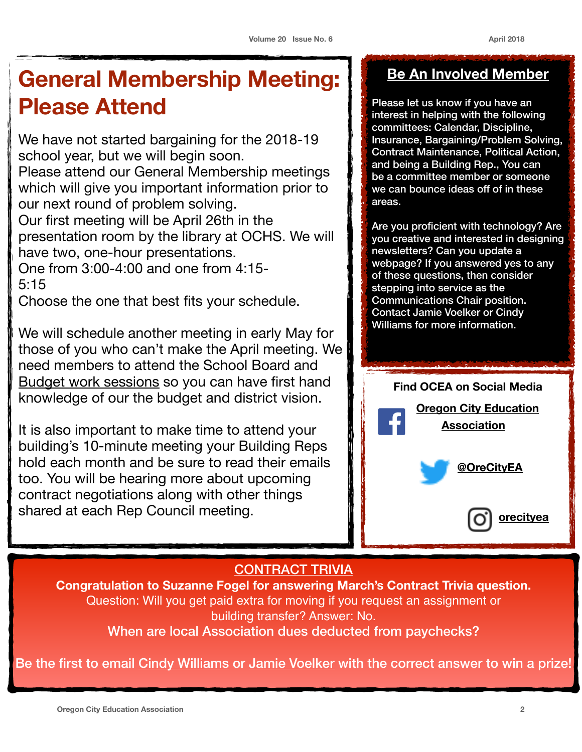# General Membership Meeting: Please Attend

We have not started bargaining for the 2018-19 school year, but we will begin soon.
Please attend our General Membership meetings which will give you important information prior to our next round of problem solving.
Our first meeting will be April 26th in the presentation room by the library at OCHS. We will have two, one-hour presentations.
One from 3:00-4:00 and one from 4:15-5:15
Choose the one that best fits your schedule.

We will schedule another meeting in early May for those of you who can't make the April meeting. We need members to attend the School Board and Budget work sessions so you can have first hand knowledge of our the budget and district vision.

It is also important to make time to attend your building's 10-minute meeting your Building Reps hold each month and be sure to read their emails too. You will be hearing more about upcoming contract negotiations along with other things shared at each Rep Council meeting.

## Be An Involved Member

Please let us know if you have an interest in helping with the following committees: Calendar, Discipline, Insurance, Bargaining/Problem Solving, Contract Maintenance, Political Action, and being a Building Rep., You can be a committee member or someone we can bounce ideas off of in these areas.

Are you proficient with technology? Are you creative and interested in designing newsletters? Can you update a webpage? If you answered yes to any of these questions, then consider stepping into service as the Communications Chair position. Contact Jamie Voelker or Cindy Williams for more information.

### Find OCEA on Social Media

Oregon City Education Association

@OreCityEA

orecityea

## CONTRACT TRIVIA

**Congratulation to Suzanne Fogel for answering March's Contract Trivia question.**

Question: Will you get paid extra for moving if you request an assignment or building transfer? Answer: No.

When are local Association dues deducted from paychecks?

Be the first to email Cindy Williams or Jamie Voelker with the correct answer to win a prize!